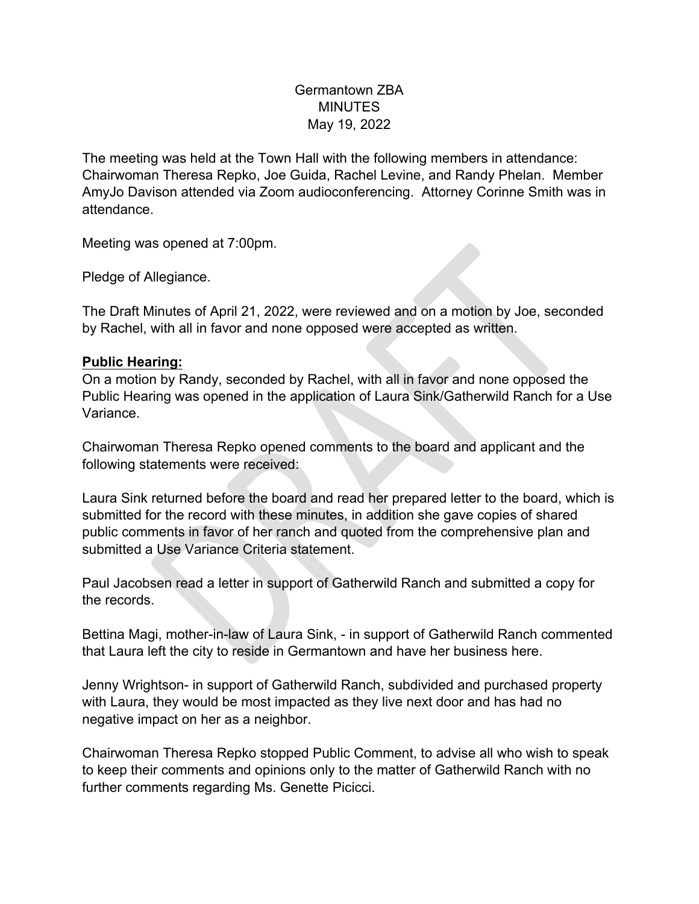Germantown ZBA

MINUTES

May 19, 2022

The meeting was held at the Town Hall with the following members in attendance: Chairwoman Theresa Repko, Joe Guida, Rachel Levine, and Randy Phelan. Member AmyJo Davison attended via Zoom audioconferencing. Attorney Corinne Smith was in attendance.

Meeting was opened at 7:00pm.

Pledge of Allegiance.

The Draft Minutes of April 21, 2022, were reviewed and on a motion by Joe, seconded by Rachel, with all in favor and none opposed were accepted as written.

**Public Hearing:**

On a motion by Randy, seconded by Rachel, with all in favor and none opposed the Public Hearing was opened in the application of Laura Sink/Gatherwild Ranch for a Use Variance.

Chairwoman Theresa Repko opened comments to the board and applicant and the following statements were received:

Laura Sink returned before the board and read her prepared letter to the board, which is submitted for the record with these minutes, in addition she gave copies of shared public comments in favor of her ranch and quoted from the comprehensive plan and submitted a Use Variance Criteria statement.

Paul Jacobsen read a letter in support of Gatherwild Ranch and submitted a copy for the records.

Bettina Magi, mother-in-law of Laura Sink, - in support of Gatherwild Ranch commented that Laura left the city to reside in Germantown and have her business here.

Jenny Wrightson- in support of Gatherwild Ranch, subdivided and purchased property with Laura, they would be most impacted as they live next door and has had no negative impact on her as a neighbor.

Chairwoman Theresa Repko stopped Public Comment, to advise all who wish to speak to keep their comments and opinions only to the matter of Gatherwild Ranch with no further comments regarding Ms. Genette Picicci.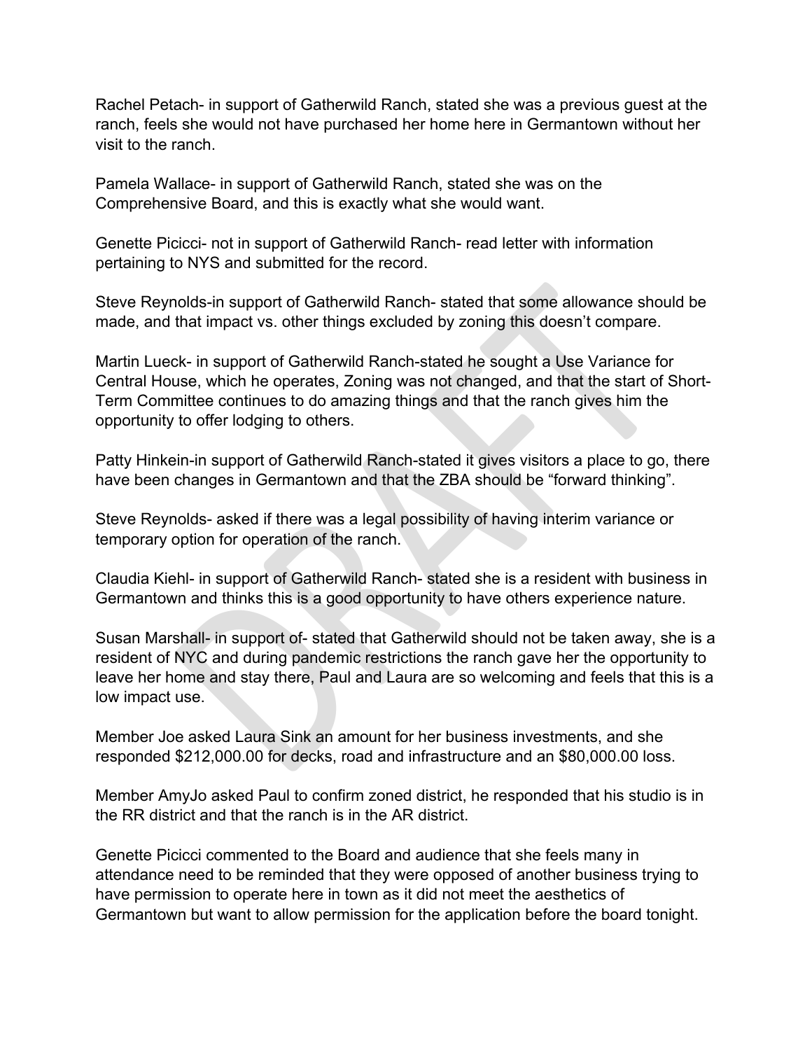Rachel Petach- in support of Gatherwild Ranch, stated she was a previous guest at the ranch, feels she would not have purchased her home here in Germantown without her visit to the ranch.

Pamela Wallace- in support of Gatherwild Ranch, stated she was on the Comprehensive Board, and this is exactly what she would want.

Genette Picicci- not in support of Gatherwild Ranch- read letter with information pertaining to NYS and submitted for the record.

Steve Reynolds-in support of Gatherwild Ranch- stated that some allowance should be made, and that impact vs. other things excluded by zoning this doesn't compare.

Martin Lueck- in support of Gatherwild Ranch-stated he sought a Use Variance for Central House, which he operates, Zoning was not changed, and that the start of Short-Term Committee continues to do amazing things and that the ranch gives him the opportunity to offer lodging to others.

Patty Hinkein-in support of Gatherwild Ranch-stated it gives visitors a place to go, there have been changes in Germantown and that the ZBA should be "forward thinking".

Steve Reynolds- asked if there was a legal possibility of having interim variance or temporary option for operation of the ranch.

Claudia Kiehl- in support of Gatherwild Ranch- stated she is a resident with business in Germantown and thinks this is a good opportunity to have others experience nature.

Susan Marshall- in support of- stated that Gatherwild should not be taken away, she is a resident of NYC and during pandemic restrictions the ranch gave her the opportunity to leave her home and stay there, Paul and Laura are so welcoming and feels that this is a low impact use.

Member Joe asked Laura Sink an amount for her business investments, and she responded $212,000.00 for decks, road and infrastructure and an $80,000.00 loss.

Member AmyJo asked Paul to confirm zoned district, he responded that his studio is in the RR district and that the ranch is in the AR district.

Genette Picicci commented to the Board and audience that she feels many in attendance need to be reminded that they were opposed of another business trying to have permission to operate here in town as it did not meet the aesthetics of Germantown but want to allow permission for the application before the board tonight.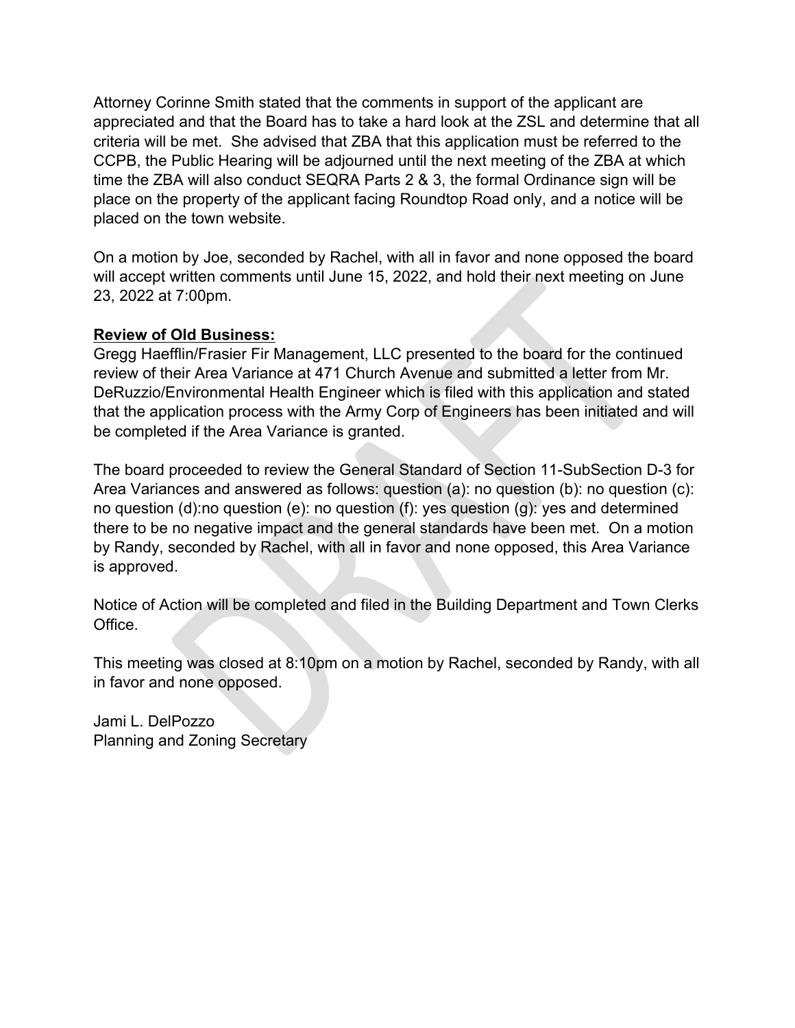Attorney Corinne Smith stated that the comments in support of the applicant are appreciated and that the Board has to take a hard look at the ZSL and determine that all criteria will be met. She advised that ZBA that this application must be referred to the CCPB, the Public Hearing will be adjourned until the next meeting of the ZBA at which time the ZBA will also conduct SEQRA Parts 2 & 3, the formal Ordinance sign will be place on the property of the applicant facing Roundtop Road only, and a notice will be placed on the town website.

On a motion by Joe, seconded by Rachel, with all in favor and none opposed the board will accept written comments until June 15, 2022, and hold their next meeting on June 23, 2022 at 7:00pm.

**Review of Old Business:**
Gregg Haefflin/Frasier Fir Management, LLC presented to the board for the continued review of their Area Variance at 471 Church Avenue and submitted a letter from Mr. DeRuzzio/Environmental Health Engineer which is filed with this application and stated that the application process with the Army Corp of Engineers has been initiated and will be completed if the Area Variance is granted.

The board proceeded to review the General Standard of Section 11-SubSection D-3 for Area Variances and answered as follows: question (a): no question (b): no question (c): no question (d):no question (e): no question (f): yes question (g): yes and determined there to be no negative impact and the general standards have been met. On a motion by Randy, seconded by Rachel, with all in favor and none opposed, this Area Variance is approved.

Notice of Action will be completed and filed in the Building Department and Town Clerks Office.

This meeting was closed at 8:10pm on a motion by Rachel, seconded by Randy, with all in favor and none opposed.

Jami L. DelPozzo
Planning and Zoning Secretary